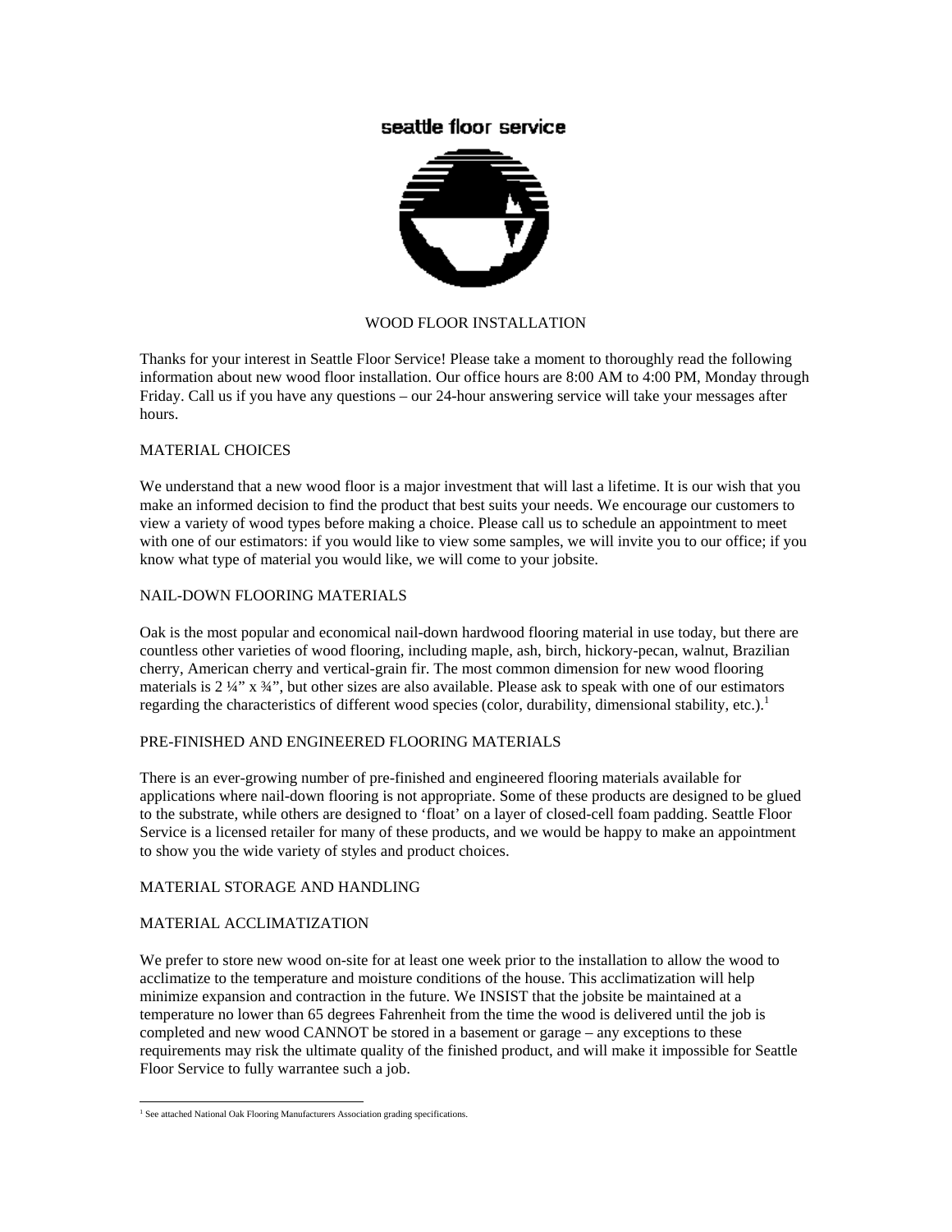seattle floor service

# WOOD FLOOR INSTALLATION

Thanks for your interest in Seattle Floor Service! Please take a moment to thoroughly read the following information about new wood floor installation. Our office hours are 8:00 AM to 4:00 PM, Monday through Friday. Call us if you have any questions – our 24-hour answering service will take your messages after hours.

## MATERIAL CHOICES

We understand that a new wood floor is a major investment that will last a lifetime. It is our wish that you make an informed decision to find the product that best suits your needs. We encourage our customers to view a variety of wood types before making a choice. Please call us to schedule an appointment to meet with one of our estimators: if you would like to view some samples, we will invite you to our office; if you know what type of material you would like, we will come to your jobsite.

## NAIL-DOWN FLOORING MATERIALS

Oak is the most popular and economical nail-down hardwood flooring material in use today, but there are countless other varieties of wood flooring, including maple, ash, birch, hickory-pecan, walnut, Brazilian cherry, American cherry and vertical-grain fir. The most common dimension for new wood flooring materials is 2 ¼" x ¾", but other sizes are also available. Please ask to speak with one of our estimators regarding the characteristics of different wood species (color, durability, dimensional stability, etc.).[1]

## PRE-FINISHED AND ENGINEERED FLOORING MATERIALS

There is an ever-growing number of pre-finished and engineered flooring materials available for applications where nail-down flooring is not appropriate. Some of these products are designed to be glued to the substrate, while others are designed to 'float' on a layer of closed-cell foam padding. Seattle Floor Service is a licensed retailer for many of these products, and we would be happy to make an appointment to show you the wide variety of styles and product choices.

## MATERIAL STORAGE AND HANDLING

## MATERIAL ACCLIMATIZATION

We prefer to store new wood on-site for at least one week prior to the installation to allow the wood to acclimatize to the temperature and moisture conditions of the house. This acclimatization will help minimize expansion and contraction in the future. We INSIST that the jobsite be maintained at a temperature no lower than 65 degrees Fahrenheit from the time the wood is delivered until the job is completed and new wood CANNOT be stored in a basement or garage – any exceptions to these requirements may risk the ultimate quality of the finished product, and will make it impossible for Seattle Floor Service to fully warrantee such a job.

---

[1] See attached National Oak Flooring Manufacturers Association grading specifications.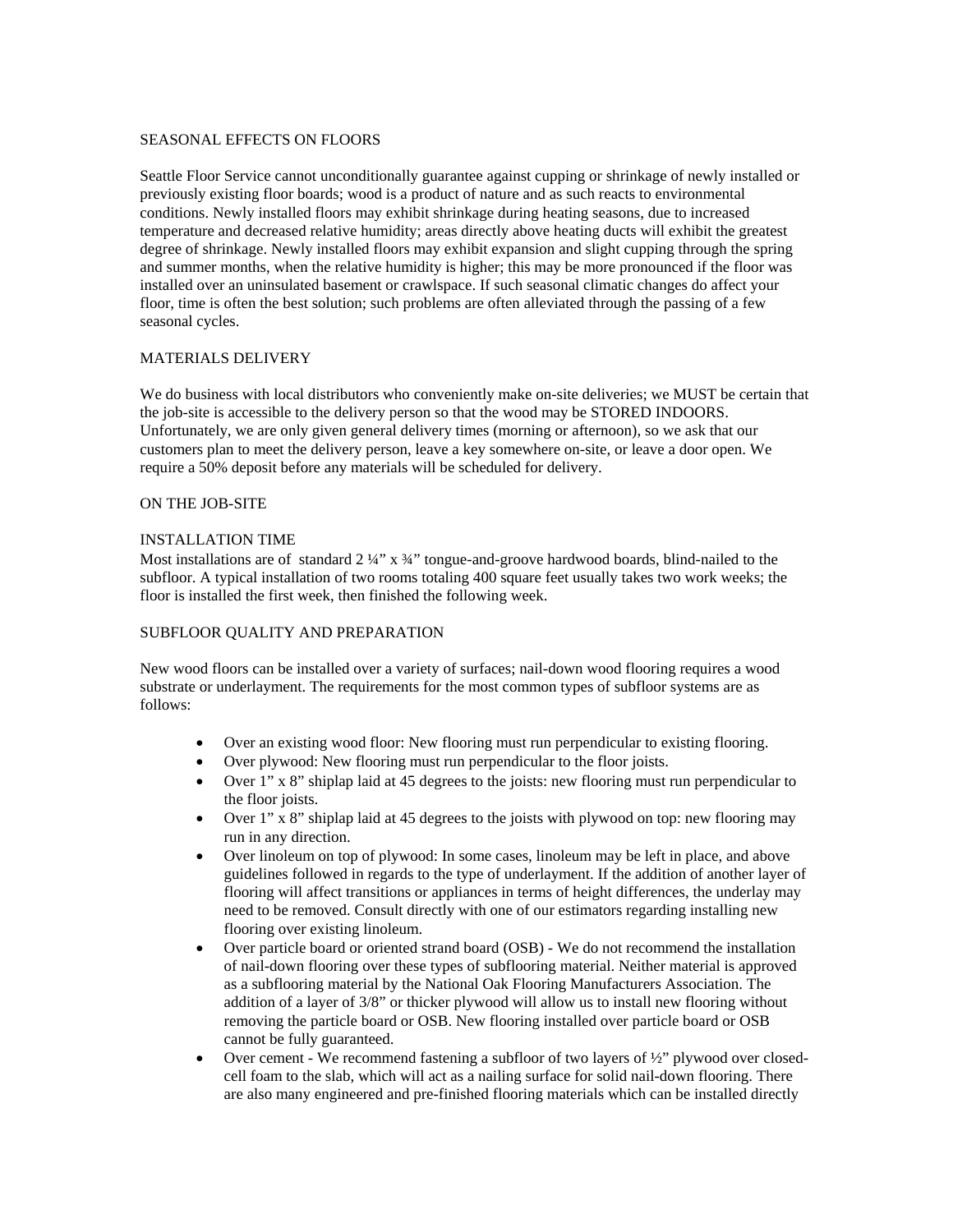## SEASONAL EFFECTS ON FLOORS

Seattle Floor Service cannot unconditionally guarantee against cupping or shrinkage of newly installed or previously existing floor boards; wood is a product of nature and as such reacts to environmental conditions. Newly installed floors may exhibit shrinkage during heating seasons, due to increased temperature and decreased relative humidity; areas directly above heating ducts will exhibit the greatest degree of shrinkage. Newly installed floors may exhibit expansion and slight cupping through the spring and summer months, when the relative humidity is higher; this may be more pronounced if the floor was installed over an uninsulated basement or crawlspace. If such seasonal climatic changes do affect your floor, time is often the best solution; such problems are often alleviated through the passing of a few seasonal cycles.

## MATERIALS DELIVERY

We do business with local distributors who conveniently make on-site deliveries; we MUST be certain that the job-site is accessible to the delivery person so that the wood may be STORED INDOORS. Unfortunately, we are only given general delivery times (morning or afternoon), so we ask that our customers plan to meet the delivery person, leave a key somewhere on-site, or leave a door open. We require a 50% deposit before any materials will be scheduled for delivery.

## ON THE JOB-SITE

### INSTALLATION TIME

Most installations are of standard 2 ¼" x ¾" tongue-and-groove hardwood boards, blind-nailed to the subfloor. A typical installation of two rooms totaling 400 square feet usually takes two work weeks; the floor is installed the first week, then finished the following week.

### SUBFLOOR QUALITY AND PREPARATION

New wood floors can be installed over a variety of surfaces; nail-down wood flooring requires a wood substrate or underlayment. The requirements for the most common types of subfloor systems are as follows:

- Over an existing wood floor: New flooring must run perpendicular to existing flooring.
- Over plywood: New flooring must run perpendicular to the floor joists.
- Over 1" x 8" shiplap laid at 45 degrees to the joists: new flooring must run perpendicular to the floor joists.
- Over 1" x 8" shiplap laid at 45 degrees to the joists with plywood on top: new flooring may run in any direction.
- Over linoleum on top of plywood: In some cases, linoleum may be left in place, and above guidelines followed in regards to the type of underlayment. If the addition of another layer of flooring will affect transitions or appliances in terms of height differences, the underlay may need to be removed. Consult directly with one of our estimators regarding installing new flooring over existing linoleum.
- Over particle board or oriented strand board (OSB) - We do not recommend the installation of nail-down flooring over these types of subflooring material. Neither material is approved as a subflooring material by the National Oak Flooring Manufacturers Association. The addition of a layer of 3/8" or thicker plywood will allow us to install new flooring without removing the particle board or OSB. New flooring installed over particle board or OSB cannot be fully guaranteed.
- Over cement - We recommend fastening a subfloor of two layers of ½" plywood over closed-cell foam to the slab, which will act as a nailing surface for solid nail-down flooring. There are also many engineered and pre-finished flooring materials which can be installed directly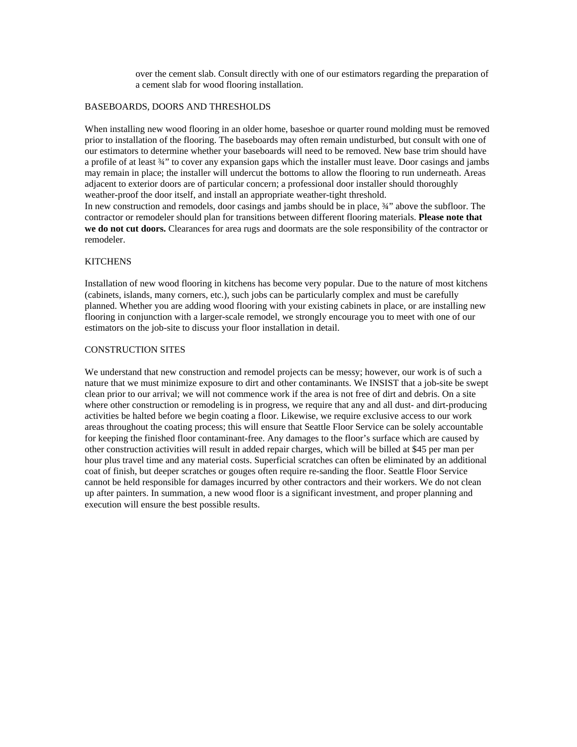over the cement slab. Consult directly with one of our estimators regarding the preparation of a cement slab for wood flooring installation.

## BASEBOARDS, DOORS AND THRESHOLDS

When installing new wood flooring in an older home, baseshoe or quarter round molding must be removed prior to installation of the flooring. The baseboards may often remain undisturbed, but consult with one of our estimators to determine whether your baseboards will need to be removed. New base trim should have a profile of at least ¾" to cover any expansion gaps which the installer must leave. Door casings and jambs may remain in place; the installer will undercut the bottoms to allow the flooring to run underneath. Areas adjacent to exterior doors are of particular concern; a professional door installer should thoroughly weather-proof the door itself, and install an appropriate weather-tight threshold.
In new construction and remodels, door casings and jambs should be in place, ¾" above the subfloor. The contractor or remodeler should plan for transitions between different flooring materials. **Please note that we do not cut doors.** Clearances for area rugs and doormats are the sole responsibility of the contractor or remodeler.

## KITCHENS

Installation of new wood flooring in kitchens has become very popular. Due to the nature of most kitchens (cabinets, islands, many corners, etc.), such jobs can be particularly complex and must be carefully planned. Whether you are adding wood flooring with your existing cabinets in place, or are installing new flooring in conjunction with a larger-scale remodel, we strongly encourage you to meet with one of our estimators on the job-site to discuss your floor installation in detail.

## CONSTRUCTION SITES

We understand that new construction and remodel projects can be messy; however, our work is of such a nature that we must minimize exposure to dirt and other contaminants. We INSIST that a job-site be swept clean prior to our arrival; we will not commence work if the area is not free of dirt and debris. On a site where other construction or remodeling is in progress, we require that any and all dust- and dirt-producing activities be halted before we begin coating a floor. Likewise, we require exclusive access to our work areas throughout the coating process; this will ensure that Seattle Floor Service can be solely accountable for keeping the finished floor contaminant-free. Any damages to the floor's surface which are caused by other construction activities will result in added repair charges, which will be billed at $45 per man per hour plus travel time and any material costs. Superficial scratches can often be eliminated by an additional coat of finish, but deeper scratches or gouges often require re-sanding the floor. Seattle Floor Service cannot be held responsible for damages incurred by other contractors and their workers. We do not clean up after painters. In summation, a new wood floor is a significant investment, and proper planning and execution will ensure the best possible results.